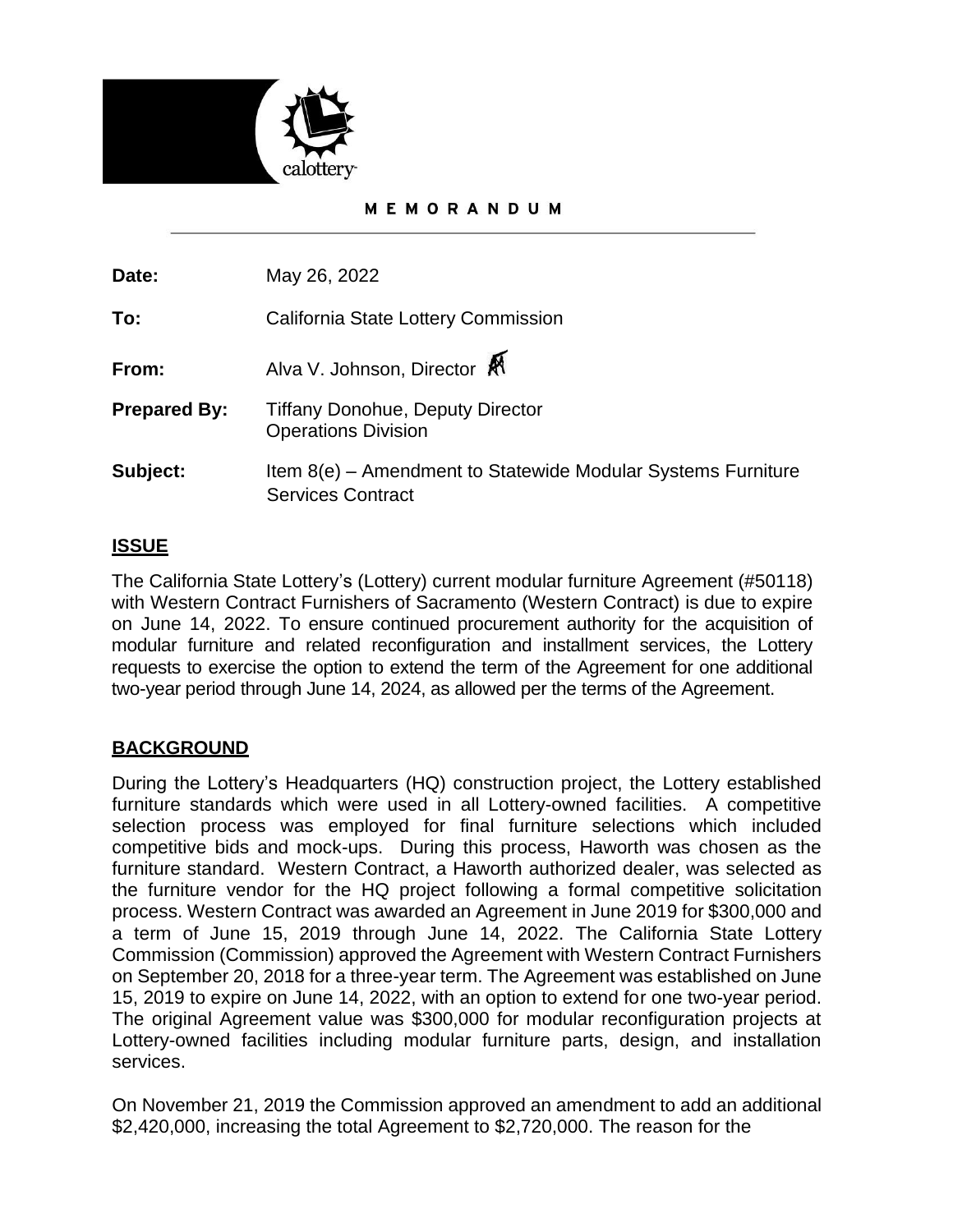calottery

**MEMORANDUM**

**Date:** May 26, 2022

**To:** California State Lottery Commission

**From:** Alva V. Johnson, Director

**Prepared By:** Tiffany Donohue, Deputy Director
Operations Division

**Subject:** Item 8(e) – Amendment to Statewide Modular Systems Furniture Services Contract

## ISSUE

The California State Lottery's (Lottery) current modular furniture Agreement (#50118) with Western Contract Furnishers of Sacramento (Western Contract) is due to expire on June 14, 2022. To ensure continued procurement authority for the acquisition of modular furniture and related reconfiguration and installment services, the Lottery requests to exercise the option to extend the term of the Agreement for one additional two-year period through June 14, 2024, as allowed per the terms of the Agreement.

## BACKGROUND

During the Lottery's Headquarters (HQ) construction project, the Lottery established furniture standards which were used in all Lottery-owned facilities. A competitive selection process was employed for final furniture selections which included competitive bids and mock-ups. During this process, Haworth was chosen as the furniture standard. Western Contract, a Haworth authorized dealer, was selected as the furniture vendor for the HQ project following a formal competitive solicitation process. Western Contract was awarded an Agreement in June 2019 for $300,000 and a term of June 15, 2019 through June 14, 2022. The California State Lottery Commission (Commission) approved the Agreement with Western Contract Furnishers on September 20, 2018 for a three-year term. The Agreement was established on June 15, 2019 to expire on June 14, 2022, with an option to extend for one two-year period. The original Agreement value was $300,000 for modular reconfiguration projects at Lottery-owned facilities including modular furniture parts, design, and installation services.

On November 21, 2019 the Commission approved an amendment to add an additional $2,420,000, increasing the total Agreement to $2,720,000. The reason for the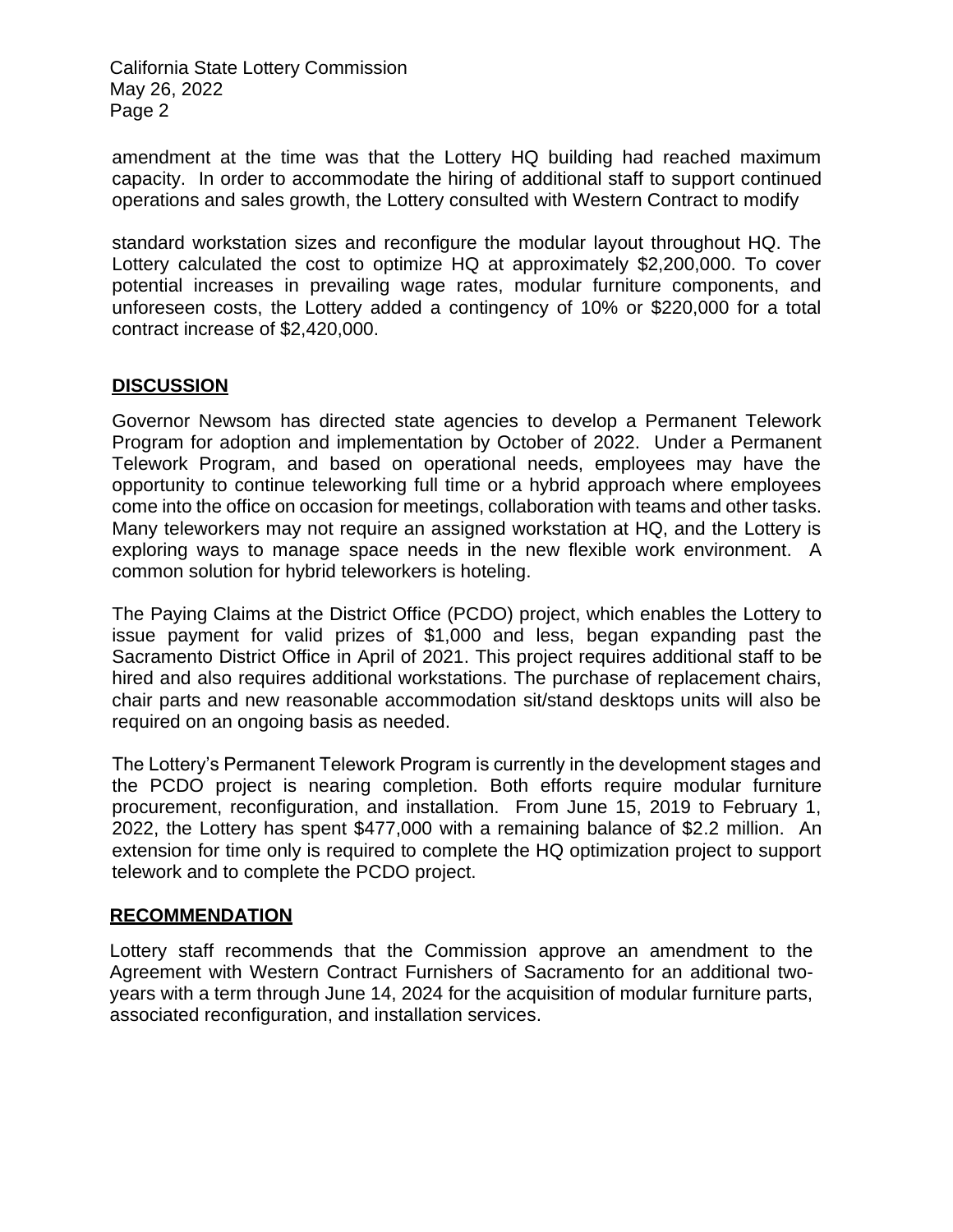amendment at the time was that the Lottery HQ building had reached maximum capacity. In order to accommodate the hiring of additional staff to support continued operations and sales growth, the Lottery consulted with Western Contract to modify standard workstation sizes and reconfigure the modular layout throughout HQ. The Lottery calculated the cost to optimize HQ at approximately $2,200,000. To cover potential increases in prevailing wage rates, modular furniture components, and unforeseen costs, the Lottery added a contingency of 10% or $220,000 for a total contract increase of $2,420,000.

## DISCUSSION

Governor Newsom has directed state agencies to develop a Permanent Telework Program for adoption and implementation by October of 2022. Under a Permanent Telework Program, and based on operational needs, employees may have the opportunity to continue teleworking full time or a hybrid approach where employees come into the office on occasion for meetings, collaboration with teams and other tasks. Many teleworkers may not require an assigned workstation at HQ, and the Lottery is exploring ways to manage space needs in the new flexible work environment. A common solution for hybrid teleworkers is hoteling.

The Paying Claims at the District Office (PCDO) project, which enables the Lottery to issue payment for valid prizes of $1,000 and less, began expanding past the Sacramento District Office in April of 2021. This project requires additional staff to be hired and also requires additional workstations. The purchase of replacement chairs, chair parts and new reasonable accommodation sit/stand desktops units will also be required on an ongoing basis as needed.

The Lottery's Permanent Telework Program is currently in the development stages and the PCDO project is nearing completion. Both efforts require modular furniture procurement, reconfiguration, and installation. From June 15, 2019 to February 1, 2022, the Lottery has spent $477,000 with a remaining balance of $2.2 million. An extension for time only is required to complete the HQ optimization project to support telework and to complete the PCDO project.

## RECOMMENDATION

Lottery staff recommends that the Commission approve an amendment to the Agreement with Western Contract Furnishers of Sacramento for an additional two-years with a term through June 14, 2024 for the acquisition of modular furniture parts, associated reconfiguration, and installation services.